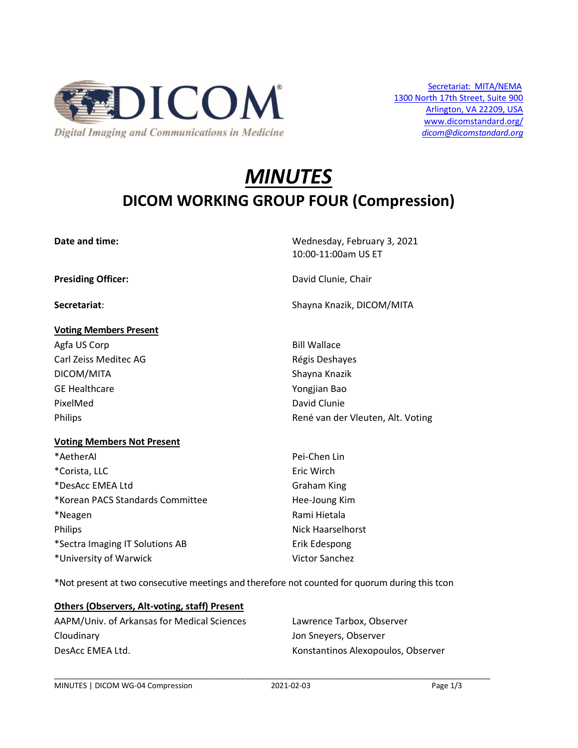DICOM

*Digital Imaging and Communications in Medicine*

Secretariat: MITA/NEMA
1300 North 17th Street, Suite 900
Arlington, VA 22209, USA
www.dicomstandard.org/
*dicom@dicomstandard.org*

# *MINUTES*

## DICOM WORKING GROUP FOUR (Compression)

**Date and time:** Wednesday, February 3, 2021
10:00-11:00am US ET

**Presiding Officer:** David Clunie, Chair

**Secretariat**: Shayna Knazik, DICOM/MITA

**Voting Members Present**

| | |
|---|---|
| Agfa US Corp | Bill Wallace |
| Carl Zeiss Meditec AG | Régis Deshayes |
| DICOM/MITA | Shayna Knazik |
| GE Healthcare | Yongjian Bao |
| PixelMed | David Clunie |
| Philips | René van der Vleuten, Alt. Voting |

**Voting Members Not Present**

| | |
|---|---|
| *AetherAI | Pei-Chen Lin |
| *Corista, LLC | Eric Wirch |
| *DesAcc EMEA Ltd | Graham King |
| *Korean PACS Standards Committee | Hee-Joung Kim |
| *Neagen | Rami Hietala |
| Philips | Nick Haarselhorst |
| *Sectra Imaging IT Solutions AB | Erik Edespong |
| *University of Warwick | Victor Sanchez |

*Not present at two consecutive meetings and therefore not counted for quorum during this tcon

**Others (Observers, Alt-voting, staff) Present**

| | |
|---|---|
| AAPM/Univ. of Arkansas for Medical Sciences | Lawrence Tarbox, Observer |
| Cloudinary | Jon Sneyers, Observer |
| DesAcc EMEA Ltd. | Konstantinos Alexopoulos, Observer |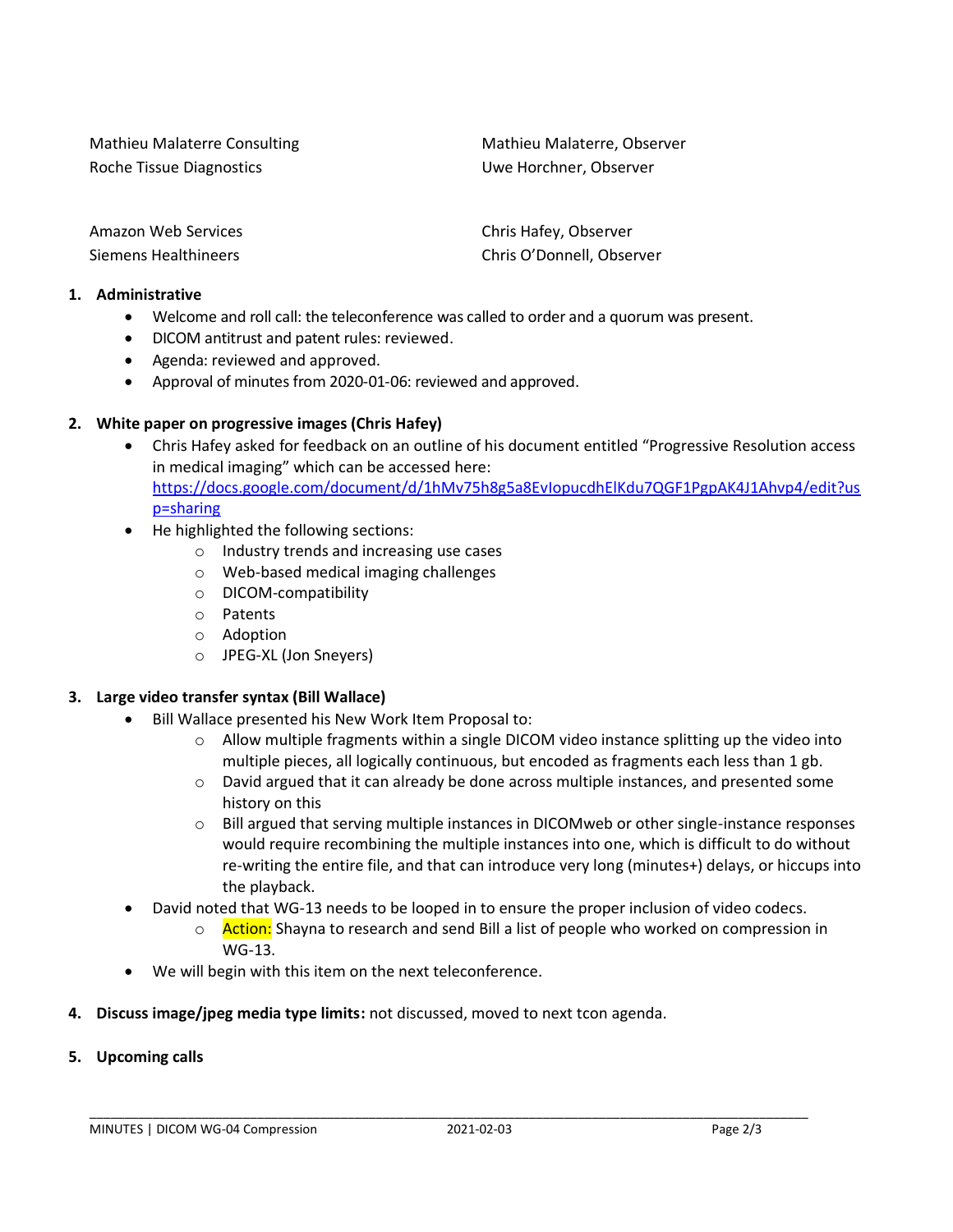| | |
|---|---|
| Mathieu Malaterre Consulting | Mathieu Malaterre, Observer |
| Roche Tissue Diagnostics | Uwe Horchner, Observer |
| Amazon Web Services | Chris Hafey, Observer |
| Siemens Healthineers | Chris O'Donnell, Observer |

1. **Administrative**
    - Welcome and roll call: the teleconference was called to order and a quorum was present.
    - DICOM antitrust and patent rules: reviewed.
    - Agenda: reviewed and approved.
    - Approval of minutes from 2020-01-06: reviewed and approved.

2. **White paper on progressive images (Chris Hafey)**
    - Chris Hafey asked for feedback on an outline of his document entitled "Progressive Resolution access in medical imaging" which can be accessed here: [https://docs.google.com/document/d/1hMv75h8g5a8EvIopucdhElKdu7QGF1PgpAK4J1Ahvp4/edit?usp=sharing](https://docs.google.com/document/d/1hMv75h8g5a8EvIopucdhElKdu7QGF1PgpAK4J1Ahvp4/edit?usp=sharing)
    - He highlighted the following sections:
        - Industry trends and increasing use cases
        - Web-based medical imaging challenges
        - DICOM-compatibility
        - Patents
        - Adoption
        - JPEG-XL (Jon Sneyers)

3. **Large video transfer syntax (Bill Wallace)**
    - Bill Wallace presented his New Work Item Proposal to:
        - Allow multiple fragments within a single DICOM video instance splitting up the video into multiple pieces, all logically continuous, but encoded as fragments each less than 1 gb.
        - David argued that it can already be done across multiple instances, and presented some history on this
        - Bill argued that serving multiple instances in DICOMweb or other single-instance responses would require recombining the multiple instances into one, which is difficult to do without re-writing the entire file, and that can introduce very long (minutes+) delays, or hiccups into the playback.
    - David noted that WG-13 needs to be looped in to ensure the proper inclusion of video codecs.
        - Action: Shayna to research and send Bill a list of people who worked on compression in WG-13.
    - We will begin with this item on the next teleconference.

4. **Discuss image/jpeg media type limits:** not discussed, moved to next tcon agenda.

5. **Upcoming calls**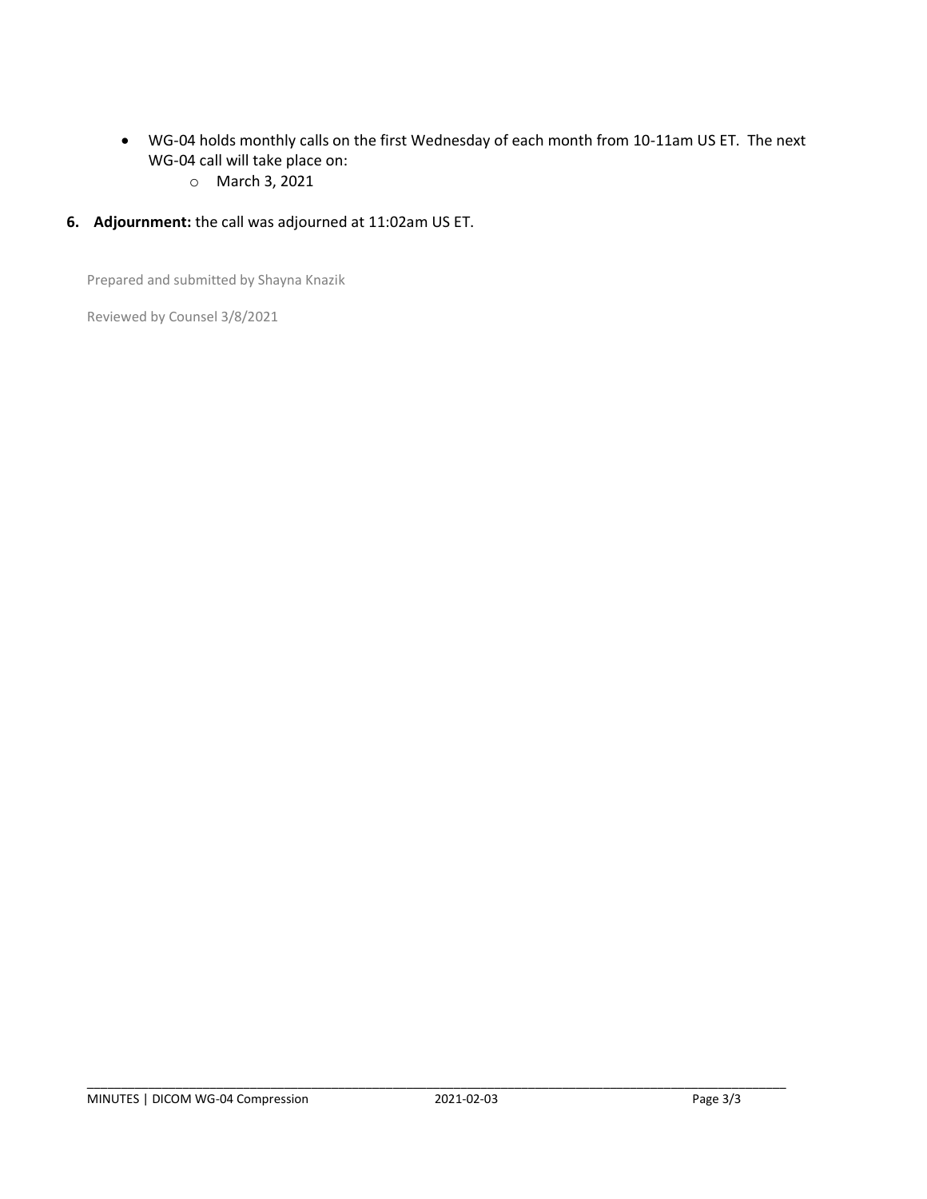- WG-04 holds monthly calls on the first Wednesday of each month from 10-11am US ET. The next WG-04 call will take place on:
  - March 3, 2021

**6. Adjournment:** the call was adjourned at 11:02am US ET.

Prepared and submitted by Shayna Knazik

Reviewed by Counsel 3/8/2021